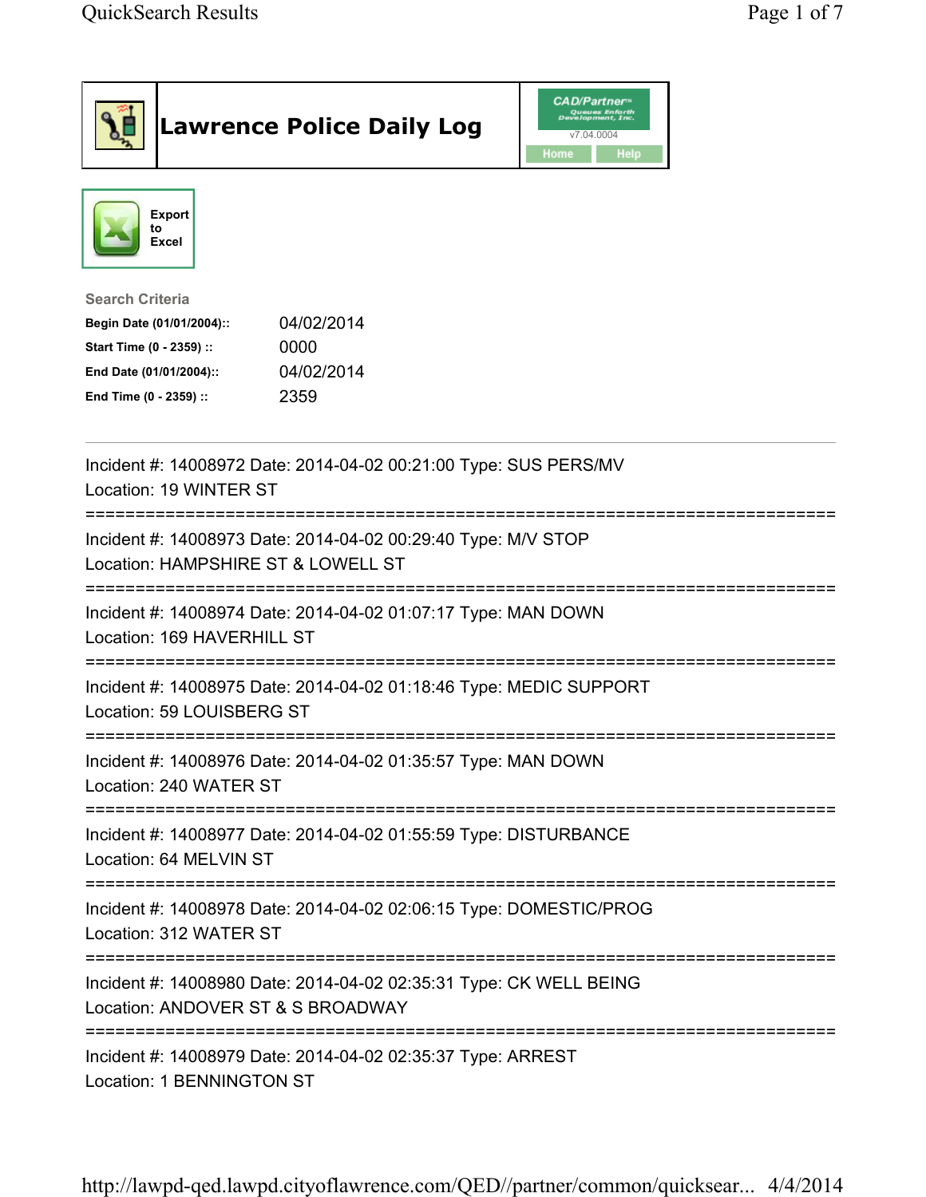# Lawrence Police Daily Log

CAD/Partner™ Queues Enforth Development, Inc. v7.04.0004

Home | Help

Export to Excel

**Search Criteria**

| | |
|---|---|
| **Begin Date (01/01/2004)::** | 04/02/2014 |
| **Start Time (0 - 2359) ::** | 0000 |
| **End Date (01/01/2004)::** | 04/02/2014 |
| **End Time (0 - 2359) ::** | 2359 |

---

Incident #: 14008972 Date: 2014-04-02 00:21:00 Type: SUS PERS/MV
Location: 19 WINTER ST
===========================================================================
Incident #: 14008973 Date: 2014-04-02 00:29:40 Type: M/V STOP
Location: HAMPSHIRE ST & LOWELL ST
===========================================================================
Incident #: 14008974 Date: 2014-04-02 01:07:17 Type: MAN DOWN
Location: 169 HAVERHILL ST
===========================================================================
Incident #: 14008975 Date: 2014-04-02 01:18:46 Type: MEDIC SUPPORT
Location: 59 LOUISBERG ST
===========================================================================
Incident #: 14008976 Date: 2014-04-02 01:35:57 Type: MAN DOWN
Location: 240 WATER ST
===========================================================================
Incident #: 14008977 Date: 2014-04-02 01:55:59 Type: DISTURBANCE
Location: 64 MELVIN ST
===========================================================================
Incident #: 14008978 Date: 2014-04-02 02:06:15 Type: DOMESTIC/PROG
Location: 312 WATER ST
===========================================================================
Incident #: 14008980 Date: 2014-04-02 02:35:31 Type: CK WELL BEING
Location: ANDOVER ST & S BROADWAY
===========================================================================
Incident #: 14008979 Date: 2014-04-02 02:35:37 Type: ARREST
Location: 1 BENNINGTON ST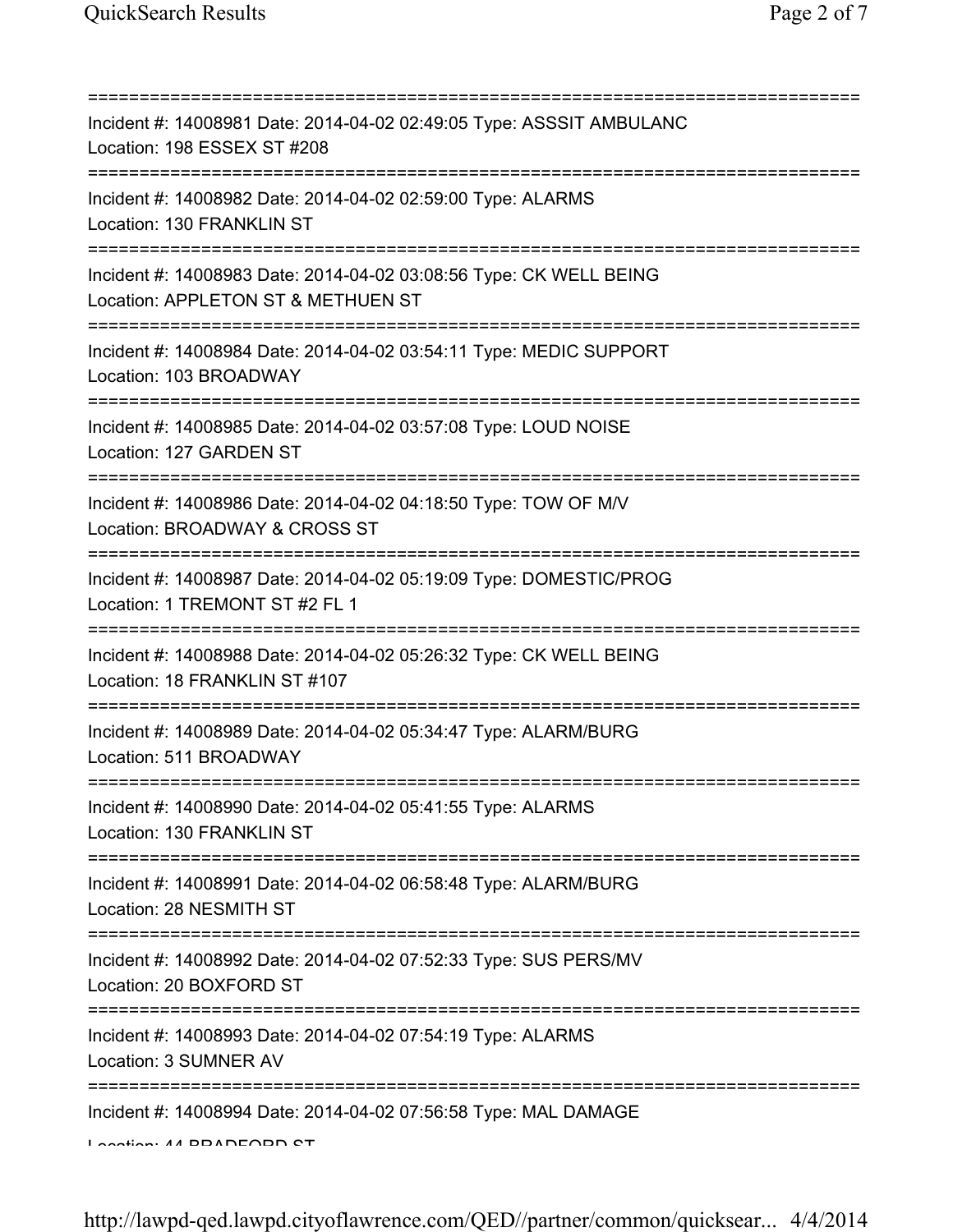===========================================================================
Incident #: 14008981 Date: 2014-04-02 02:49:05 Type: ASSSIT AMBULANC
Location: 198 ESSEX ST #208
===========================================================================
Incident #: 14008982 Date: 2014-04-02 02:59:00 Type: ALARMS
Location: 130 FRANKLIN ST
===========================================================================
Incident #: 14008983 Date: 2014-04-02 03:08:56 Type: CK WELL BEING
Location: APPLETON ST & METHUEN ST
===========================================================================
Incident #: 14008984 Date: 2014-04-02 03:54:11 Type: MEDIC SUPPORT
Location: 103 BROADWAY
===========================================================================
Incident #: 14008985 Date: 2014-04-02 03:57:08 Type: LOUD NOISE
Location: 127 GARDEN ST
===========================================================================
Incident #: 14008986 Date: 2014-04-02 04:18:50 Type: TOW OF M/V
Location: BROADWAY & CROSS ST
===========================================================================
Incident #: 14008987 Date: 2014-04-02 05:19:09 Type: DOMESTIC/PROG
Location: 1 TREMONT ST #2 FL 1
===========================================================================
Incident #: 14008988 Date: 2014-04-02 05:26:32 Type: CK WELL BEING
Location: 18 FRANKLIN ST #107
===========================================================================
Incident #: 14008989 Date: 2014-04-02 05:34:47 Type: ALARM/BURG
Location: 511 BROADWAY
===========================================================================
Incident #: 14008990 Date: 2014-04-02 05:41:55 Type: ALARMS
Location: 130 FRANKLIN ST
===========================================================================
Incident #: 14008991 Date: 2014-04-02 06:58:48 Type: ALARM/BURG
Location: 28 NESMITH ST
===========================================================================
Incident #: 14008992 Date: 2014-04-02 07:52:33 Type: SUS PERS/MV
Location: 20 BOXFORD ST
===========================================================================
Incident #: 14008993 Date: 2014-04-02 07:54:19 Type: ALARMS
Location: 3 SUMNER AV
===========================================================================
Incident #: 14008994 Date: 2014-04-02 07:56:58 Type: MAL DAMAGE
Location: 44 BRADFORD ST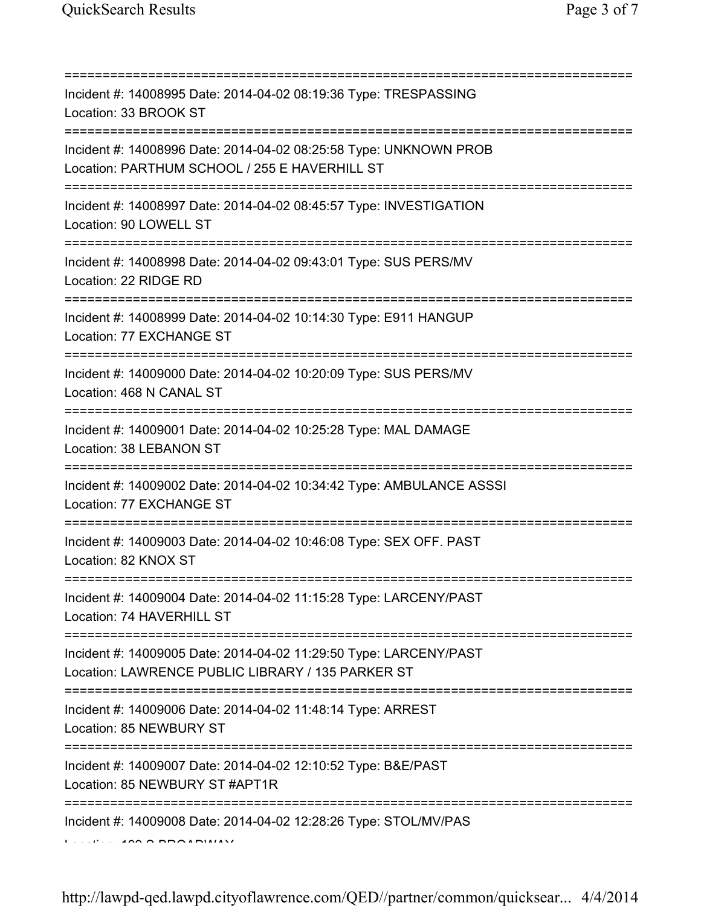===========================================================================

Incident #: 14008995 Date: 2014-04-02 08:19:36 Type: TRESPASSING
Location: 33 BROOK ST

===========================================================================

Incident #: 14008996 Date: 2014-04-02 08:25:58 Type: UNKNOWN PROB
Location: PARTHUM SCHOOL / 255 E HAVERHILL ST

===========================================================================

Incident #: 14008997 Date: 2014-04-02 08:45:57 Type: INVESTIGATION
Location: 90 LOWELL ST

===========================================================================

Incident #: 14008998 Date: 2014-04-02 09:43:01 Type: SUS PERS/MV
Location: 22 RIDGE RD

===========================================================================

Incident #: 14008999 Date: 2014-04-02 10:14:30 Type: E911 HANGUP
Location: 77 EXCHANGE ST

===========================================================================

Incident #: 14009000 Date: 2014-04-02 10:20:09 Type: SUS PERS/MV
Location: 468 N CANAL ST

===========================================================================

Incident #: 14009001 Date: 2014-04-02 10:25:28 Type: MAL DAMAGE
Location: 38 LEBANON ST

===========================================================================

Incident #: 14009002 Date: 2014-04-02 10:34:42 Type: AMBULANCE ASSSI
Location: 77 EXCHANGE ST

===========================================================================

Incident #: 14009003 Date: 2014-04-02 10:46:08 Type: SEX OFF. PAST
Location: 82 KNOX ST

===========================================================================

Incident #: 14009004 Date: 2014-04-02 11:15:28 Type: LARCENY/PAST
Location: 74 HAVERHILL ST

===========================================================================

Incident #: 14009005 Date: 2014-04-02 11:29:50 Type: LARCENY/PAST
Location: LAWRENCE PUBLIC LIBRARY / 135 PARKER ST

===========================================================================

Incident #: 14009006 Date: 2014-04-02 11:48:14 Type: ARREST
Location: 85 NEWBURY ST

===========================================================================

Incident #: 14009007 Date: 2014-04-02 12:10:52 Type: B&E/PAST
Location: 85 NEWBURY ST #APT1R

===========================================================================

Incident #: 14009008 Date: 2014-04-02 12:28:26 Type: STOL/MV/PAS
Location: 100 S BROADWAY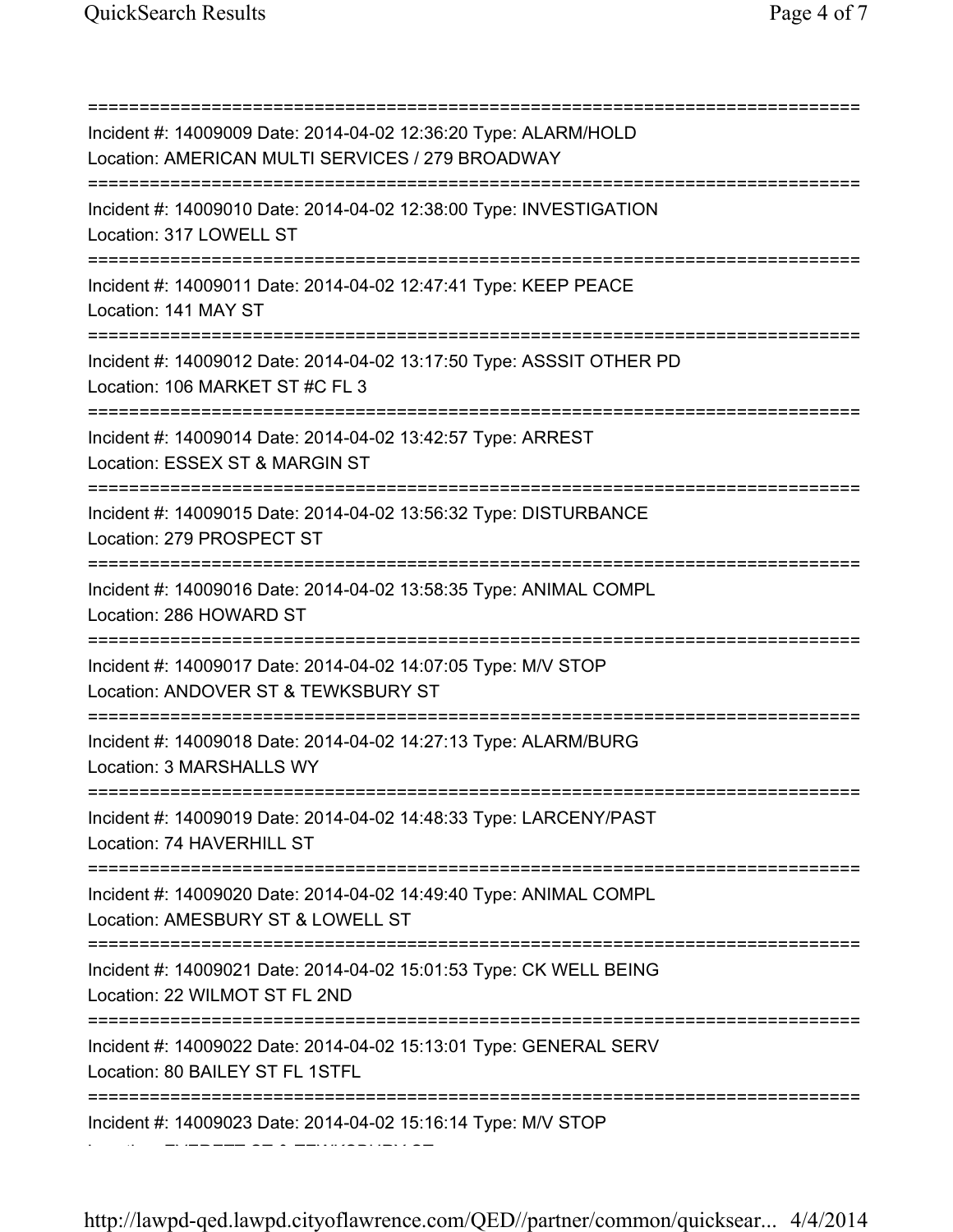===========================================================================
Incident #: 14009009 Date: 2014-04-02 12:36:20 Type: ALARM/HOLD
Location: AMERICAN MULTI SERVICES / 279 BROADWAY
===========================================================================
Incident #: 14009010 Date: 2014-04-02 12:38:00 Type: INVESTIGATION
Location: 317 LOWELL ST
===========================================================================
Incident #: 14009011 Date: 2014-04-02 12:47:41 Type: KEEP PEACE
Location: 141 MAY ST
===========================================================================
Incident #: 14009012 Date: 2014-04-02 13:17:50 Type: ASSSIT OTHER PD
Location: 106 MARKET ST #C FL 3
===========================================================================
Incident #: 14009014 Date: 2014-04-02 13:42:57 Type: ARREST
Location: ESSEX ST & MARGIN ST
===========================================================================
Incident #: 14009015 Date: 2014-04-02 13:56:32 Type: DISTURBANCE
Location: 279 PROSPECT ST
===========================================================================
Incident #: 14009016 Date: 2014-04-02 13:58:35 Type: ANIMAL COMPL
Location: 286 HOWARD ST
===========================================================================
Incident #: 14009017 Date: 2014-04-02 14:07:05 Type: M/V STOP
Location: ANDOVER ST & TEWKSBURY ST
===========================================================================
Incident #: 14009018 Date: 2014-04-02 14:27:13 Type: ALARM/BURG
Location: 3 MARSHALLS WY
===========================================================================
Incident #: 14009019 Date: 2014-04-02 14:48:33 Type: LARCENY/PAST
Location: 74 HAVERHILL ST
===========================================================================
Incident #: 14009020 Date: 2014-04-02 14:49:40 Type: ANIMAL COMPL
Location: AMESBURY ST & LOWELL ST
===========================================================================
Incident #: 14009021 Date: 2014-04-02 15:01:53 Type: CK WELL BEING
Location: 22 WILMOT ST FL 2ND
===========================================================================
Incident #: 14009022 Date: 2014-04-02 15:13:01 Type: GENERAL SERV
Location: 80 BAILEY ST FL 1STFL
===========================================================================
Incident #: 14009023 Date: 2014-04-02 15:16:14 Type: M/V STOP
Location: EVERETT ST & TEWKSBURY ST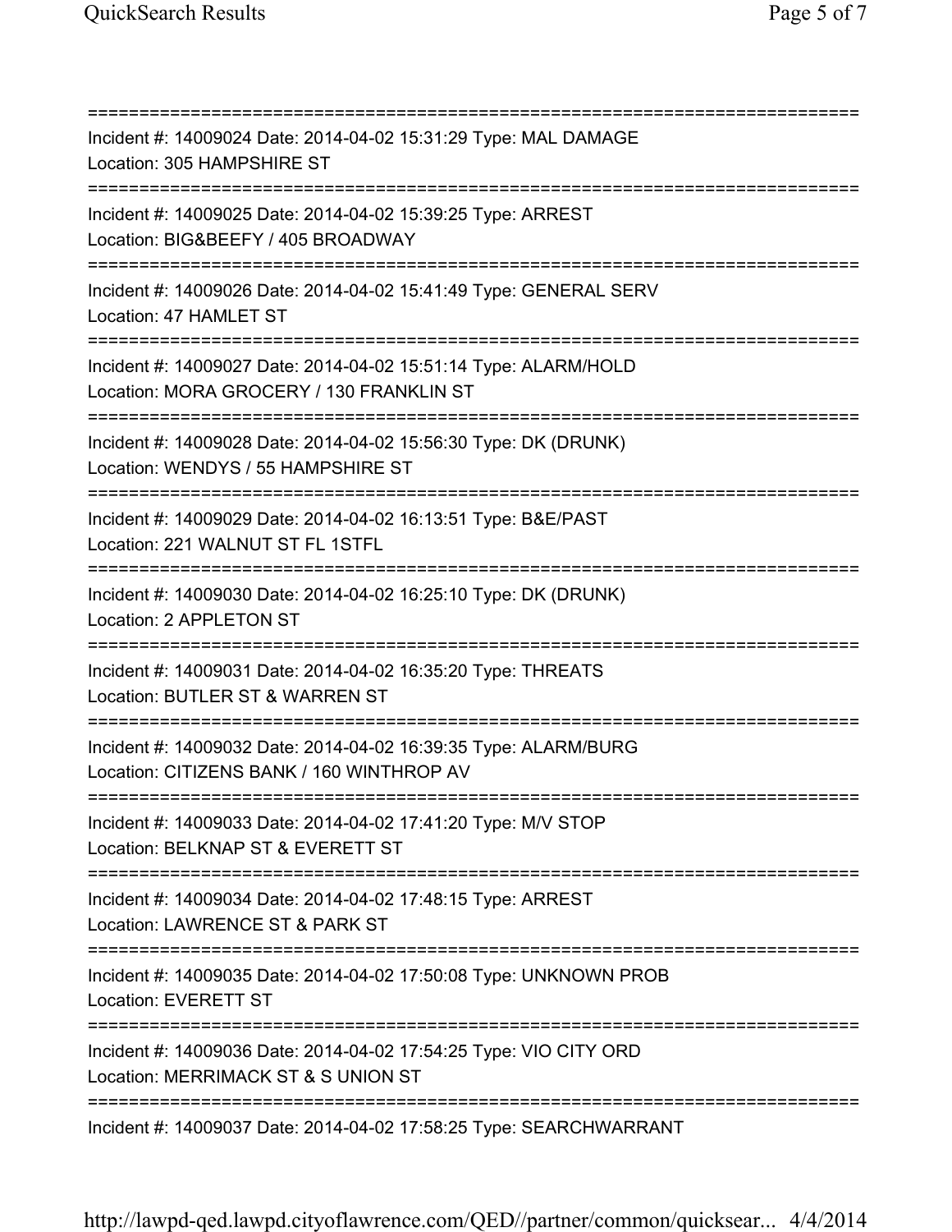===========================================================================
Incident #: 14009024 Date: 2014-04-02 15:31:29 Type: MAL DAMAGE
Location: 305 HAMPSHIRE ST
===========================================================================
Incident #: 14009025 Date: 2014-04-02 15:39:25 Type: ARREST
Location: BIG&BEEFY / 405 BROADWAY
===========================================================================
Incident #: 14009026 Date: 2014-04-02 15:41:49 Type: GENERAL SERV
Location: 47 HAMLET ST
===========================================================================
Incident #: 14009027 Date: 2014-04-02 15:51:14 Type: ALARM/HOLD
Location: MORA GROCERY / 130 FRANKLIN ST
===========================================================================
Incident #: 14009028 Date: 2014-04-02 15:56:30 Type: DK (DRUNK)
Location: WENDYS / 55 HAMPSHIRE ST
===========================================================================
Incident #: 14009029 Date: 2014-04-02 16:13:51 Type: B&E/PAST
Location: 221 WALNUT ST FL 1STFL
===========================================================================
Incident #: 14009030 Date: 2014-04-02 16:25:10 Type: DK (DRUNK)
Location: 2 APPLETON ST
===========================================================================
Incident #: 14009031 Date: 2014-04-02 16:35:20 Type: THREATS
Location: BUTLER ST & WARREN ST
===========================================================================
Incident #: 14009032 Date: 2014-04-02 16:39:35 Type: ALARM/BURG
Location: CITIZENS BANK / 160 WINTHROP AV
===========================================================================
Incident #: 14009033 Date: 2014-04-02 17:41:20 Type: M/V STOP
Location: BELKNAP ST & EVERETT ST
===========================================================================
Incident #: 14009034 Date: 2014-04-02 17:48:15 Type: ARREST
Location: LAWRENCE ST & PARK ST
===========================================================================
Incident #: 14009035 Date: 2014-04-02 17:50:08 Type: UNKNOWN PROB
Location: EVERETT ST
===========================================================================
Incident #: 14009036 Date: 2014-04-02 17:54:25 Type: VIO CITY ORD
Location: MERRIMACK ST & S UNION ST
===========================================================================
Incident #: 14009037 Date: 2014-04-02 17:58:25 Type: SEARCHWARRANT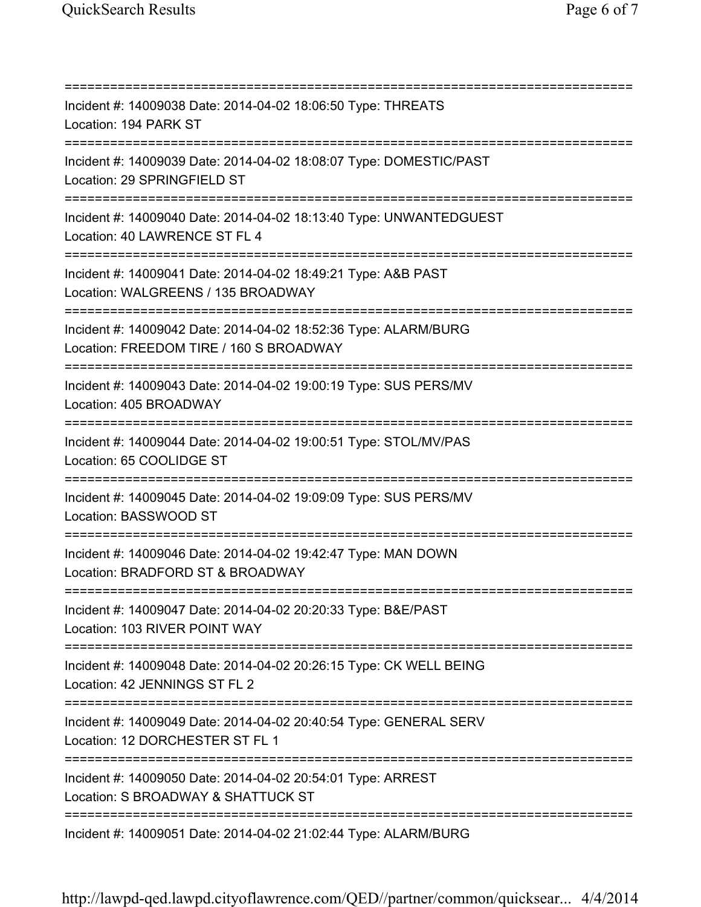===========================================================================

Incident #: 14009038 Date: 2014-04-02 18:06:50 Type: THREATS
Location: 194 PARK ST

===========================================================================

Incident #: 14009039 Date: 2014-04-02 18:08:07 Type: DOMESTIC/PAST
Location: 29 SPRINGFIELD ST

===========================================================================

Incident #: 14009040 Date: 2014-04-02 18:13:40 Type: UNWANTEDGUEST
Location: 40 LAWRENCE ST FL 4

===========================================================================

Incident #: 14009041 Date: 2014-04-02 18:49:21 Type: A&B PAST
Location: WALGREENS / 135 BROADWAY

===========================================================================

Incident #: 14009042 Date: 2014-04-02 18:52:36 Type: ALARM/BURG
Location: FREEDOM TIRE / 160 S BROADWAY

===========================================================================

Incident #: 14009043 Date: 2014-04-02 19:00:19 Type: SUS PERS/MV
Location: 405 BROADWAY

===========================================================================

Incident #: 14009044 Date: 2014-04-02 19:00:51 Type: STOL/MV/PAS
Location: 65 COOLIDGE ST

===========================================================================

Incident #: 14009045 Date: 2014-04-02 19:09:09 Type: SUS PERS/MV
Location: BASSWOOD ST

===========================================================================

Incident #: 14009046 Date: 2014-04-02 19:42:47 Type: MAN DOWN
Location: BRADFORD ST & BROADWAY

===========================================================================

Incident #: 14009047 Date: 2014-04-02 20:20:33 Type: B&E/PAST
Location: 103 RIVER POINT WAY

===========================================================================

Incident #: 14009048 Date: 2014-04-02 20:26:15 Type: CK WELL BEING
Location: 42 JENNINGS ST FL 2

===========================================================================

Incident #: 14009049 Date: 2014-04-02 20:40:54 Type: GENERAL SERV
Location: 12 DORCHESTER ST FL 1

===========================================================================

Incident #: 14009050 Date: 2014-04-02 20:54:01 Type: ARREST
Location: S BROADWAY & SHATTUCK ST

===========================================================================

Incident #: 14009051 Date: 2014-04-02 21:02:44 Type: ALARM/BURG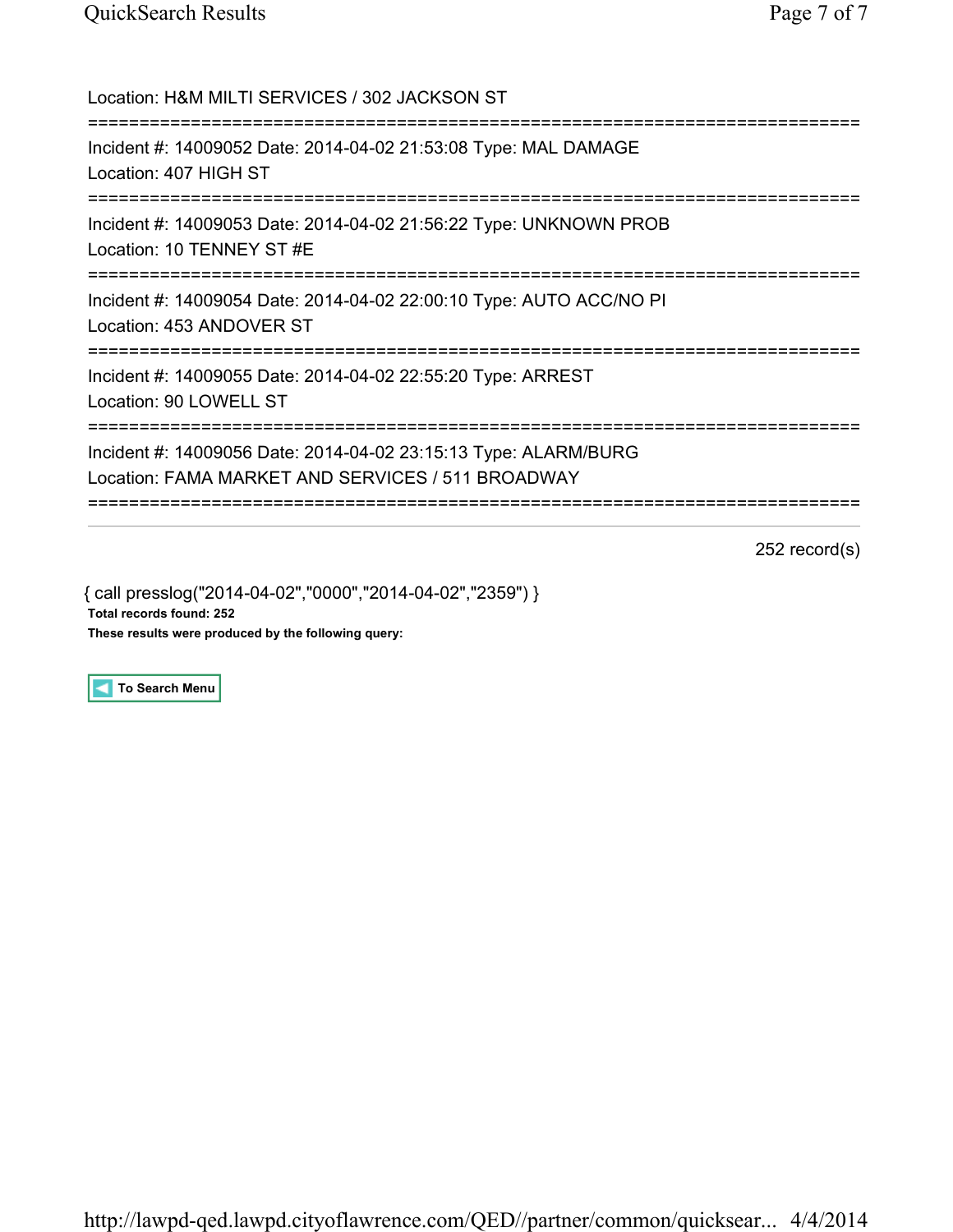Location: H&M MILTI SERVICES / 302 JACKSON ST

===========================================================================

Incident #: 14009052 Date: 2014-04-02 21:53:08 Type: MAL DAMAGE
Location: 407 HIGH ST

===========================================================================

Incident #: 14009053 Date: 2014-04-02 21:56:22 Type: UNKNOWN PROB
Location: 10 TENNEY ST #E

===========================================================================

Incident #: 14009054 Date: 2014-04-02 22:00:10 Type: AUTO ACC/NO PI
Location: 453 ANDOVER ST

===========================================================================

Incident #: 14009055 Date: 2014-04-02 22:55:20 Type: ARREST
Location: 90 LOWELL ST

===========================================================================

Incident #: 14009056 Date: 2014-04-02 23:15:13 Type: ALARM/BURG
Location: FAMA MARKET AND SERVICES / 511 BROADWAY

===========================================================================

252 record(s)

{ call presslog("2014-04-02","0000","2014-04-02","2359") }

**Total records found: 252**

**These results were produced by the following query:**

To Search Menu